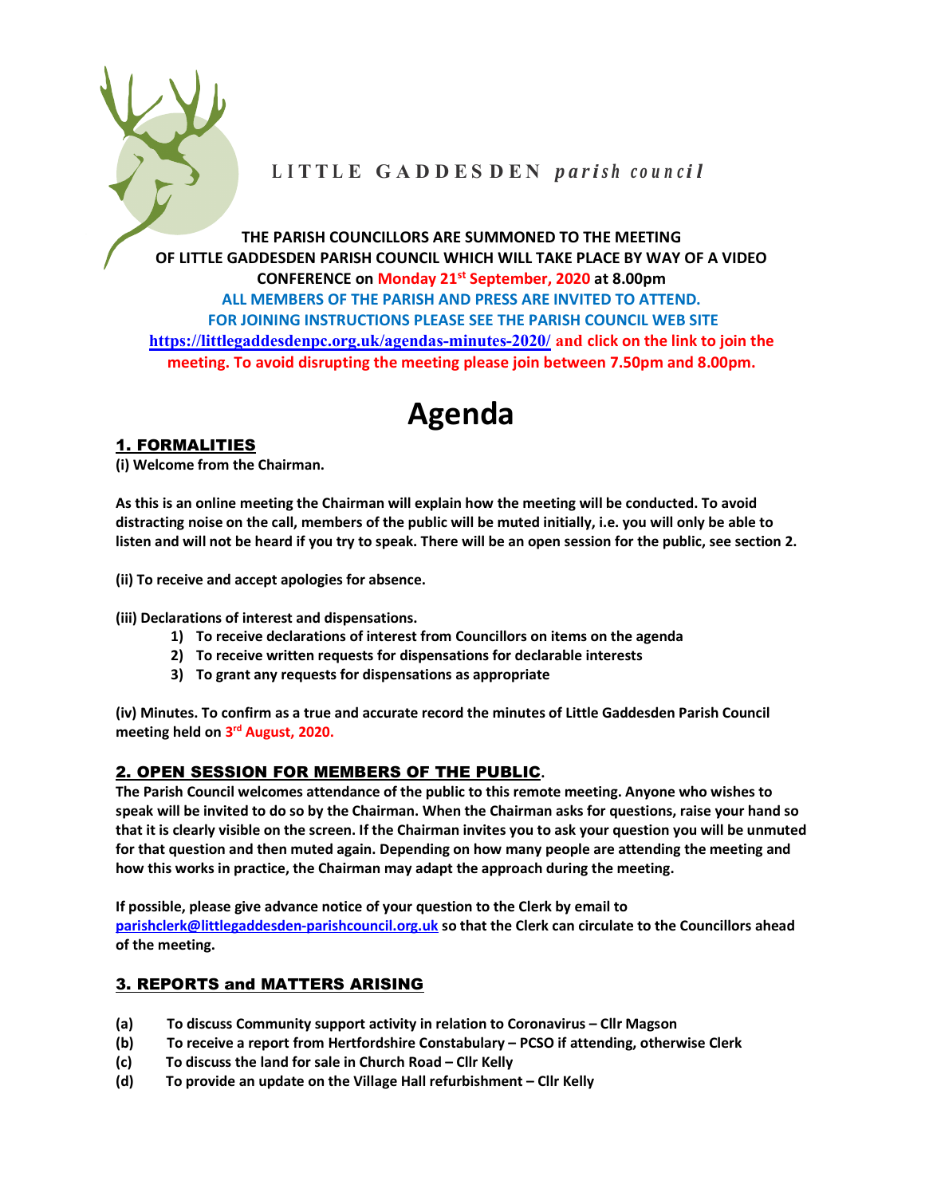**LITTLE GADDESDEN *parish council***

**THE PARISH COUNCILLORS ARE SUMMONED TO THE MEETING OF LITTLE GADDESDEN PARISH COUNCIL WHICH WILL TAKE PLACE BY WAY OF A VIDEO CONFERENCE on Monday 21st September, 2020 at 8.00pm**

**ALL MEMBERS OF THE PARISH AND PRESS ARE INVITED TO ATTEND.**

**FOR JOINING INSTRUCTIONS PLEASE SEE THE PARISH COUNCIL WEB SITE https://littlegaddesdenpc.org.uk/agendas-minutes-2020/ and click on the link to join the meeting. To avoid disrupting the meeting please join between 7.50pm and 8.00pm.**

# Agenda

## 1. FORMALITIES

**(i) Welcome from the Chairman.**

**As this is an online meeting the Chairman will explain how the meeting will be conducted. To avoid distracting noise on the call, members of the public will be muted initially, i.e. you will only be able to listen and will not be heard if you try to speak. There will be an open session for the public, see section 2.**

**(ii) To receive and accept apologies for absence.**

**(iii) Declarations of interest and dispensations.**

1) **To receive declarations of interest from Councillors on items on the agenda**
2) **To receive written requests for dispensations for declarable interests**
3) **To grant any requests for dispensations as appropriate**

**(iv) Minutes. To confirm as a true and accurate record the minutes of Little Gaddesden Parish Council meeting held on 3rd August, 2020.**

## 2. OPEN SESSION FOR MEMBERS OF THE PUBLIC.

**The Parish Council welcomes attendance of the public to this remote meeting. Anyone who wishes to speak will be invited to do so by the Chairman. When the Chairman asks for questions, raise your hand so that it is clearly visible on the screen. If the Chairman invites you to ask your question you will be unmuted for that question and then muted again. Depending on how many people are attending the meeting and how this works in practice, the Chairman may adapt the approach during the meeting.**

**If possible, please give advance notice of your question to the Clerk by email to parishclerk@littlegaddesden-parishcouncil.org.uk so that the Clerk can circulate to the Councillors ahead of the meeting.**

## 3. REPORTS and MATTERS ARISING

**(a)** **To discuss Community support activity in relation to Coronavirus – Cllr Magson**

**(b)** **To receive a report from Hertfordshire Constabulary – PCSO if attending, otherwise Clerk**

**(c)** **To discuss the land for sale in Church Road – Cllr Kelly**

**(d)** **To provide an update on the Village Hall refurbishment – Cllr Kelly**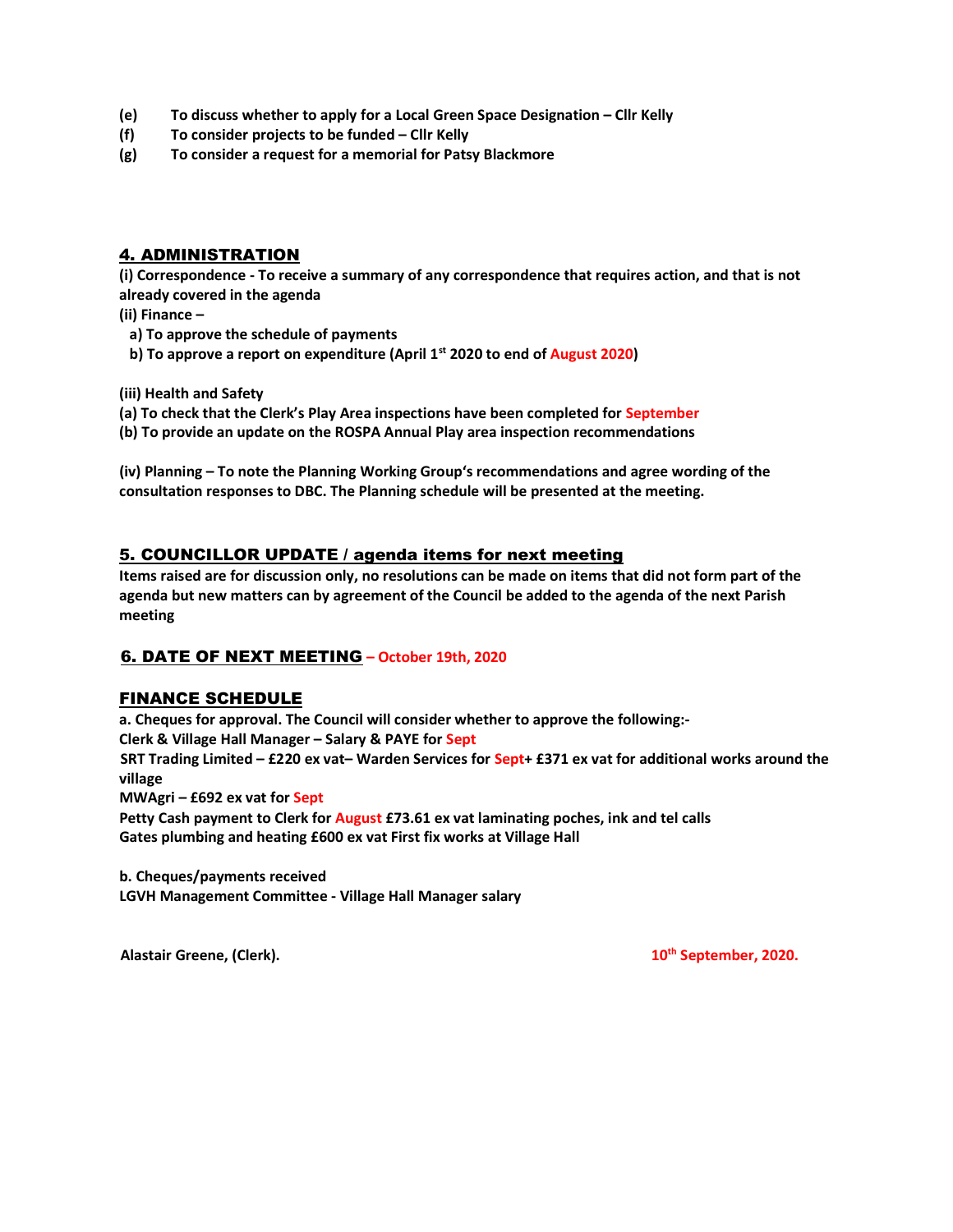**(e)** **To discuss whether to apply for a Local Green Space Designation – Cllr Kelly**
**(f)** **To consider projects to be funded – Cllr Kelly**
**(g)** **To consider a request for a memorial for Patsy Blackmore**

## 4. ADMINISTRATION

**(i) Correspondence - To receive a summary of any correspondence that requires action, and that is not already covered in the agenda**

**(ii) Finance –**

**a) To approve the schedule of payments**

**b) To approve a report on expenditure (April 1st 2020 to end of August 2020)**

**(iii) Health and Safety**

**(a) To check that the Clerk's Play Area inspections have been completed for September**

**(b) To provide an update on the ROSPA Annual Play area inspection recommendations**

**(iv) Planning – To note the Planning Working Group's recommendations and agree wording of the consultation responses to DBC. The Planning schedule will be presented at the meeting.**

## 5. COUNCILLOR UPDATE / agenda items for next meeting

**Items raised are for discussion only, no resolutions can be made on items that did not form part of the agenda but new matters can by agreement of the Council be added to the agenda of the next Parish meeting**

## 6. DATE OF NEXT MEETING – October 19th, 2020

## FINANCE SCHEDULE

**a. Cheques for approval. The Council will consider whether to approve the following:-**

**Clerk & Village Hall Manager – Salary & PAYE for Sept**

**SRT Trading Limited – £220 ex vat– Warden Services for Sept+ £371 ex vat for additional works around the village**

**MWAgri – £692 ex vat for Sept**

**Petty Cash payment to Clerk for August £73.61 ex vat laminating poches, ink and tel calls**

**Gates plumbing and heating £600 ex vat First fix works at Village Hall**

**b. Cheques/payments received**

**LGVH Management Committee - Village Hall Manager salary**

**Alastair Greene, (Clerk).** **10th September, 2020.**